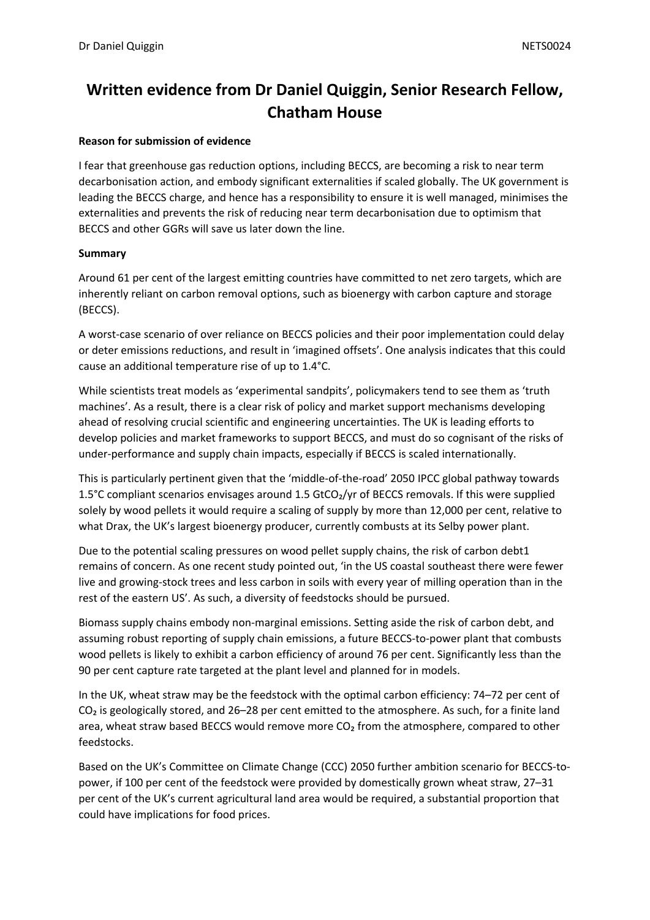# Written evidence from Dr Daniel Quiggin, Senior Research Fellow, Chatham House

**Reason for submission of evidence**

I fear that greenhouse gas reduction options, including BECCS, are becoming a risk to near term decarbonisation action, and embody significant externalities if scaled globally. The UK government is leading the BECCS charge, and hence has a responsibility to ensure it is well managed, minimises the externalities and prevents the risk of reducing near term decarbonisation due to optimism that BECCS and other GGRs will save us later down the line.

**Summary**

Around 61 per cent of the largest emitting countries have committed to net zero targets, which are inherently reliant on carbon removal options, such as bioenergy with carbon capture and storage (BECCS).

A worst-case scenario of over reliance on BECCS policies and their poor implementation could delay or deter emissions reductions, and result in 'imagined offsets'. One analysis indicates that this could cause an additional temperature rise of up to 1.4°C.

While scientists treat models as 'experimental sandpits', policymakers tend to see them as 'truth machines'. As a result, there is a clear risk of policy and market support mechanisms developing ahead of resolving crucial scientific and engineering uncertainties. The UK is leading efforts to develop policies and market frameworks to support BECCS, and must do so cognisant of the risks of under-performance and supply chain impacts, especially if BECCS is scaled internationally.

This is particularly pertinent given that the 'middle-of-the-road' 2050 IPCC global pathway towards 1.5°C compliant scenarios envisages around 1.5 $GtCO_2$/yr of BECCS removals. If this were supplied solely by wood pellets it would require a scaling of supply by more than 12,000 per cent, relative to what Drax, the UK's largest bioenergy producer, currently combusts at its Selby power plant.

Due to the potential scaling pressures on wood pellet supply chains, the risk of carbon debt[1] remains of concern. As one recent study pointed out, 'in the US coastal southeast there were fewer live and growing-stock trees and less carbon in soils with every year of milling operation than in the rest of the eastern US'. As such, a diversity of feedstocks should be pursued.

Biomass supply chains embody non-marginal emissions. Setting aside the risk of carbon debt, and assuming robust reporting of supply chain emissions, a future BECCS-to-power plant that combusts wood pellets is likely to exhibit a carbon efficiency of around 76 per cent. Significantly less than the 90 per cent capture rate targeted at the plant level and planned for in models.

In the UK, wheat straw may be the feedstock with the optimal carbon efficiency: 74–72 per cent of $CO_2$ is geologically stored, and 26–28 per cent emitted to the atmosphere. As such, for a finite land area, wheat straw based BECCS would remove more $CO_2$ from the atmosphere, compared to other feedstocks.

Based on the UK's Committee on Climate Change (CCC) 2050 further ambition scenario for BECCS-to-power, if 100 per cent of the feedstock were provided by domestically grown wheat straw, 27–31 per cent of the UK's current agricultural land area would be required, a substantial proportion that could have implications for food prices.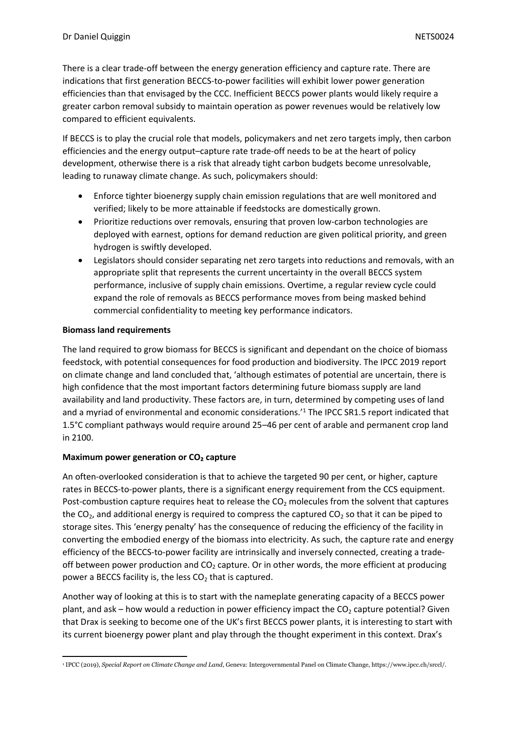There is a clear trade-off between the energy generation efficiency and capture rate. There are indications that first generation BECCS-to-power facilities will exhibit lower power generation efficiencies than that envisaged by the CCC. Inefficient BECCS power plants would likely require a greater carbon removal subsidy to maintain operation as power revenues would be relatively low compared to efficient equivalents.

If BECCS is to play the crucial role that models, policymakers and net zero targets imply, then carbon efficiencies and the energy output–capture rate trade-off needs to be at the heart of policy development, otherwise there is a risk that already tight carbon budgets become unresolvable, leading to runaway climate change. As such, policymakers should:

- Enforce tighter bioenergy supply chain emission regulations that are well monitored and verified; likely to be more attainable if feedstocks are domestically grown.
- Prioritize reductions over removals, ensuring that proven low-carbon technologies are deployed with earnest, options for demand reduction are given political priority, and green hydrogen is swiftly developed.
- Legislators should consider separating net zero targets into reductions and removals, with an appropriate split that represents the current uncertainty in the overall BECCS system performance, inclusive of supply chain emissions. Overtime, a regular review cycle could expand the role of removals as BECCS performance moves from being masked behind commercial confidentiality to meeting key performance indicators.

**Biomass land requirements**

The land required to grow biomass for BECCS is significant and dependant on the choice of biomass feedstock, with potential consequences for food production and biodiversity. The IPCC 2019 report on climate change and land concluded that, 'although estimates of potential are uncertain, there is high confidence that the most important factors determining future biomass supply are land availability and land productivity. These factors are, in turn, determined by competing uses of land and a myriad of environmental and economic considerations.'[1] The IPCC SR1.5 report indicated that 1.5°C compliant pathways would require around 25–46 per cent of arable and permanent crop land in 2100.

**Maximum power generation or $CO_2$ capture**

An often-overlooked consideration is that to achieve the targeted 90 per cent, or higher, capture rates in BECCS-to-power plants, there is a significant energy requirement from the CCS equipment. Post-combustion capture requires heat to release the $CO_2$ molecules from the solvent that captures the $CO_2$, and additional energy is required to compress the captured $CO_2$ so that it can be piped to storage sites. This 'energy penalty' has the consequence of reducing the efficiency of the facility in converting the embodied energy of the biomass into electricity. As such, the capture rate and energy efficiency of the BECCS-to-power facility are intrinsically and inversely connected, creating a trade-off between power production and $CO_2$ capture. Or in other words, the more efficient at producing power a BECCS facility is, the less $CO_2$ that is captured.

Another way of looking at this is to start with the nameplate generating capacity of a BECCS power plant, and ask – how would a reduction in power efficiency impact the $CO_2$ capture potential? Given that Drax is seeking to become one of the UK's first BECCS power plants, it is interesting to start with its current bioenergy power plant and play through the thought experiment in this context. Drax's

[1] IPCC (2019), *Special Report on Climate Change and Land*, Geneva: Intergovernmental Panel on Climate Change, https://www.ipcc.ch/srccl/.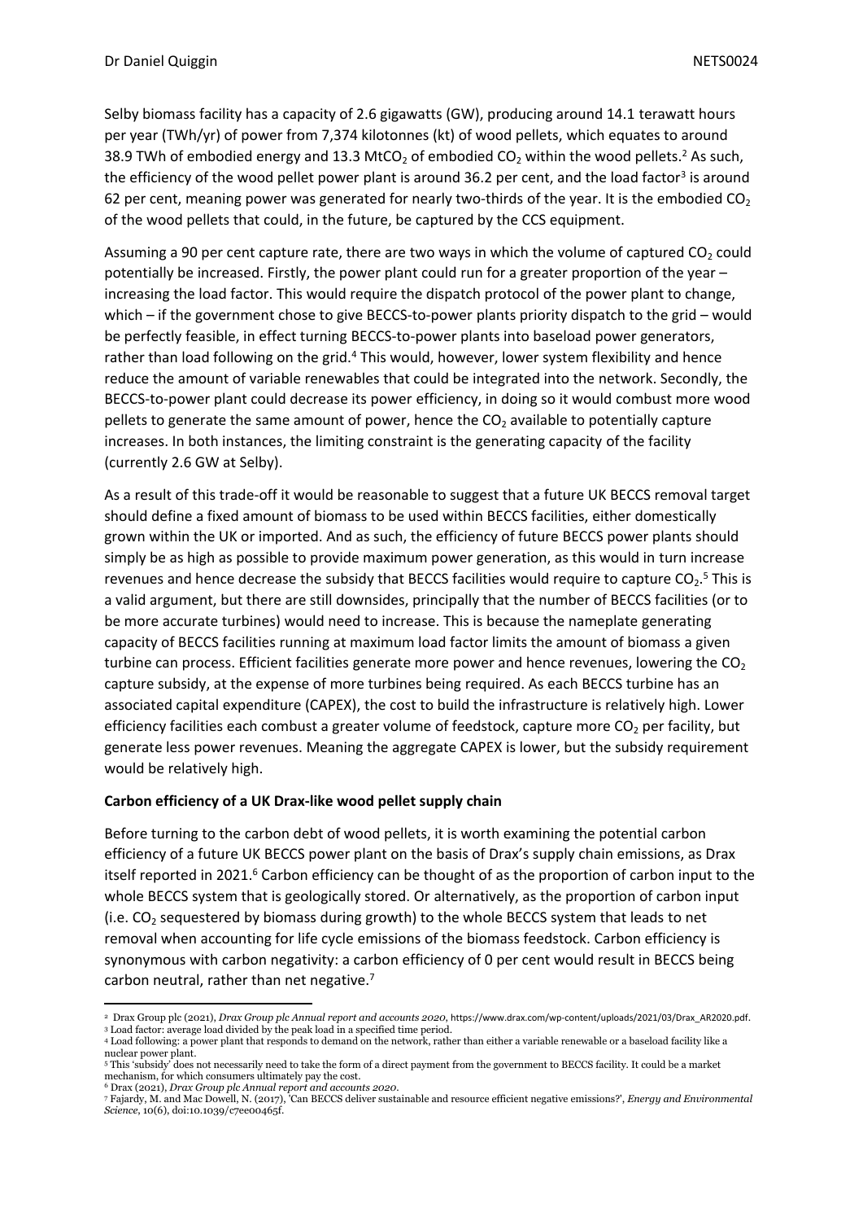Selby biomass facility has a capacity of 2.6 gigawatts (GW), producing around 14.1 terawatt hours per year (TWh/yr) of power from 7,374 kilotonnes (kt) of wood pellets, which equates to around 38.9 TWh of embodied energy and 13.3 $MtCO_2$ of embodied $CO_2$ within the wood pellets.[2] As such, the efficiency of the wood pellet power plant is around 36.2 per cent, and the load factor[3] is around 62 per cent, meaning power was generated for nearly two-thirds of the year. It is the embodied $CO_2$ of the wood pellets that could, in the future, be captured by the CCS equipment.

Assuming a 90 per cent capture rate, there are two ways in which the volume of captured $CO_2$ could potentially be increased. Firstly, the power plant could run for a greater proportion of the year – increasing the load factor. This would require the dispatch protocol of the power plant to change, which – if the government chose to give BECCS-to-power plants priority dispatch to the grid – would be perfectly feasible, in effect turning BECCS-to-power plants into baseload power generators, rather than load following on the grid.[4] This would, however, lower system flexibility and hence reduce the amount of variable renewables that could be integrated into the network. Secondly, the BECCS-to-power plant could decrease its power efficiency, in doing so it would combust more wood pellets to generate the same amount of power, hence the $CO_2$ available to potentially capture increases. In both instances, the limiting constraint is the generating capacity of the facility (currently 2.6 GW at Selby).

As a result of this trade-off it would be reasonable to suggest that a future UK BECCS removal target should define a fixed amount of biomass to be used within BECCS facilities, either domestically grown within the UK or imported. And as such, the efficiency of future BECCS power plants should simply be as high as possible to provide maximum power generation, as this would in turn increase revenues and hence decrease the subsidy that BECCS facilities would require to capture $CO_2$.[5] This is a valid argument, but there are still downsides, principally that the number of BECCS facilities (or to be more accurate turbines) would need to increase. This is because the nameplate generating capacity of BECCS facilities running at maximum load factor limits the amount of biomass a given turbine can process. Efficient facilities generate more power and hence revenues, lowering the $CO_2$ capture subsidy, at the expense of more turbines being required. As each BECCS turbine has an associated capital expenditure (CAPEX), the cost to build the infrastructure is relatively high. Lower efficiency facilities each combust a greater volume of feedstock, capture more $CO_2$ per facility, but generate less power revenues. Meaning the aggregate CAPEX is lower, but the subsidy requirement would be relatively high.

**Carbon efficiency of a UK Drax-like wood pellet supply chain**

Before turning to the carbon debt of wood pellets, it is worth examining the potential carbon efficiency of a future UK BECCS power plant on the basis of Drax's supply chain emissions, as Drax itself reported in 2021.[6] Carbon efficiency can be thought of as the proportion of carbon input to the whole BECCS system that is geologically stored. Or alternatively, as the proportion of carbon input (i.e. $CO_2$ sequestered by biomass during growth) to the whole BECCS system that leads to net removal when accounting for life cycle emissions of the biomass feedstock. Carbon efficiency is synonymous with carbon negativity: a carbon efficiency of 0 per cent would result in BECCS being carbon neutral, rather than net negative.[7]

---

[2] Drax Group plc (2021), *Drax Group plc Annual report and accounts 2020*, https://www.drax.com/wp-content/uploads/2021/03/Drax_AR2020.pdf.
[3] Load factor: average load divided by the peak load in a specified time period.
[4] Load following: a power plant that responds to demand on the network, rather than either a variable renewable or a baseload facility like a nuclear power plant.
[5] This 'subsidy' does not necessarily need to take the form of a direct payment from the government to BECCS facility. It could be a market mechanism, for which consumers ultimately pay the cost.
[6] Drax (2021), *Drax Group plc Annual report and accounts 2020*.
[7] Fajardy, M. and Mac Dowell, N. (2017), 'Can BECCS deliver sustainable and resource efficient negative emissions?', *Energy and Environmental Science*, 10(6), doi:10.1039/c7ee00465f.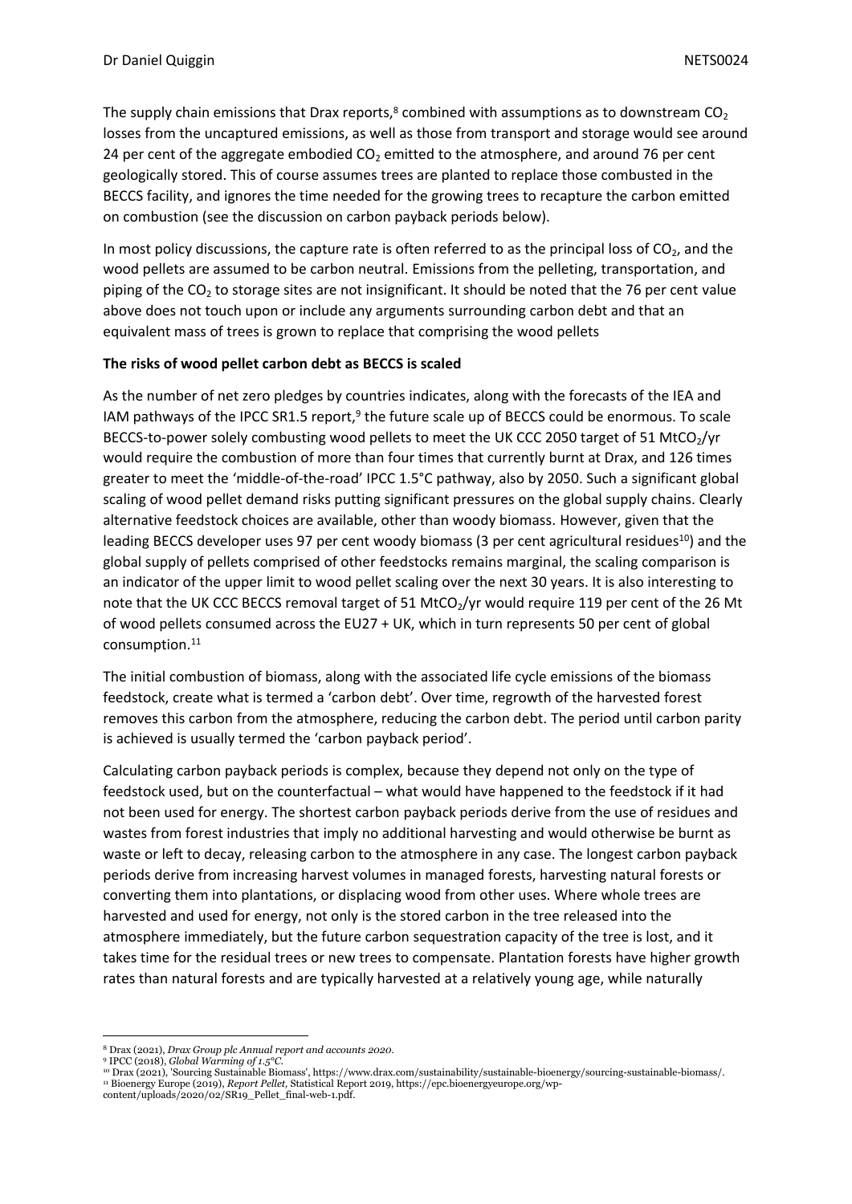The supply chain emissions that Drax reports,[8] combined with assumptions as to downstream $CO_2$ losses from the uncaptured emissions, as well as those from transport and storage would see around 24 per cent of the aggregate embodied $CO_2$ emitted to the atmosphere, and around 76 per cent geologically stored. This of course assumes trees are planted to replace those combusted in the BECCS facility, and ignores the time needed for the growing trees to recapture the carbon emitted on combustion (see the discussion on carbon payback periods below).

In most policy discussions, the capture rate is often referred to as the principal loss of $CO_2$, and the wood pellets are assumed to be carbon neutral. Emissions from the pelleting, transportation, and piping of the $CO_2$ to storage sites are not insignificant. It should be noted that the 76 per cent value above does not touch upon or include any arguments surrounding carbon debt and that an equivalent mass of trees is grown to replace that comprising the wood pellets

**The risks of wood pellet carbon debt as BECCS is scaled**

As the number of net zero pledges by countries indicates, along with the forecasts of the IEA and IAM pathways of the IPCC SR1.5 report,[9] the future scale up of BECCS could be enormous. To scale BECCS-to-power solely combusting wood pellets to meet the UK CCC 2050 target of 51 $MtCO_2$/yr would require the combustion of more than four times that currently burnt at Drax, and 126 times greater to meet the 'middle-of-the-road' IPCC 1.5°C pathway, also by 2050. Such a significant global scaling of wood pellet demand risks putting significant pressures on the global supply chains. Clearly alternative feedstock choices are available, other than woody biomass. However, given that the leading BECCS developer uses 97 per cent woody biomass (3 per cent agricultural residues[10]) and the global supply of pellets comprised of other feedstocks remains marginal, the scaling comparison is an indicator of the upper limit to wood pellet scaling over the next 30 years. It is also interesting to note that the UK CCC BECCS removal target of 51 $MtCO_2$/yr would require 119 per cent of the 26 Mt of wood pellets consumed across the EU27 + UK, which in turn represents 50 per cent of global consumption.[11]

The initial combustion of biomass, along with the associated life cycle emissions of the biomass feedstock, create what is termed a 'carbon debt'. Over time, regrowth of the harvested forest removes this carbon from the atmosphere, reducing the carbon debt. The period until carbon parity is achieved is usually termed the 'carbon payback period'.

Calculating carbon payback periods is complex, because they depend not only on the type of feedstock used, but on the counterfactual – what would have happened to the feedstock if it had not been used for energy. The shortest carbon payback periods derive from the use of residues and wastes from forest industries that imply no additional harvesting and would otherwise be burnt as waste or left to decay, releasing carbon to the atmosphere in any case. The longest carbon payback periods derive from increasing harvest volumes in managed forests, harvesting natural forests or converting them into plantations, or displacing wood from other uses. Where whole trees are harvested and used for energy, not only is the stored carbon in the tree released into the atmosphere immediately, but the future carbon sequestration capacity of the tree is lost, and it takes time for the residual trees or new trees to compensate. Plantation forests have higher growth rates than natural forests and are typically harvested at a relatively young age, while naturally

---

[8] Drax (2021), *Drax Group plc Annual report and accounts 2020*.

[9] IPCC (2018), *Global Warming of 1.5°C*.

[10] Drax (2021), 'Sourcing Sustainable Biomass', https://www.drax.com/sustainability/sustainable-bioenergy/sourcing-sustainable-biomass/.

[11] Bioenergy Europe (2019), *Report Pellet*, Statistical Report 2019, https://epc.bioenergyeurope.org/wp-content/uploads/2020/02/SR19_Pellet_final-web-1.pdf.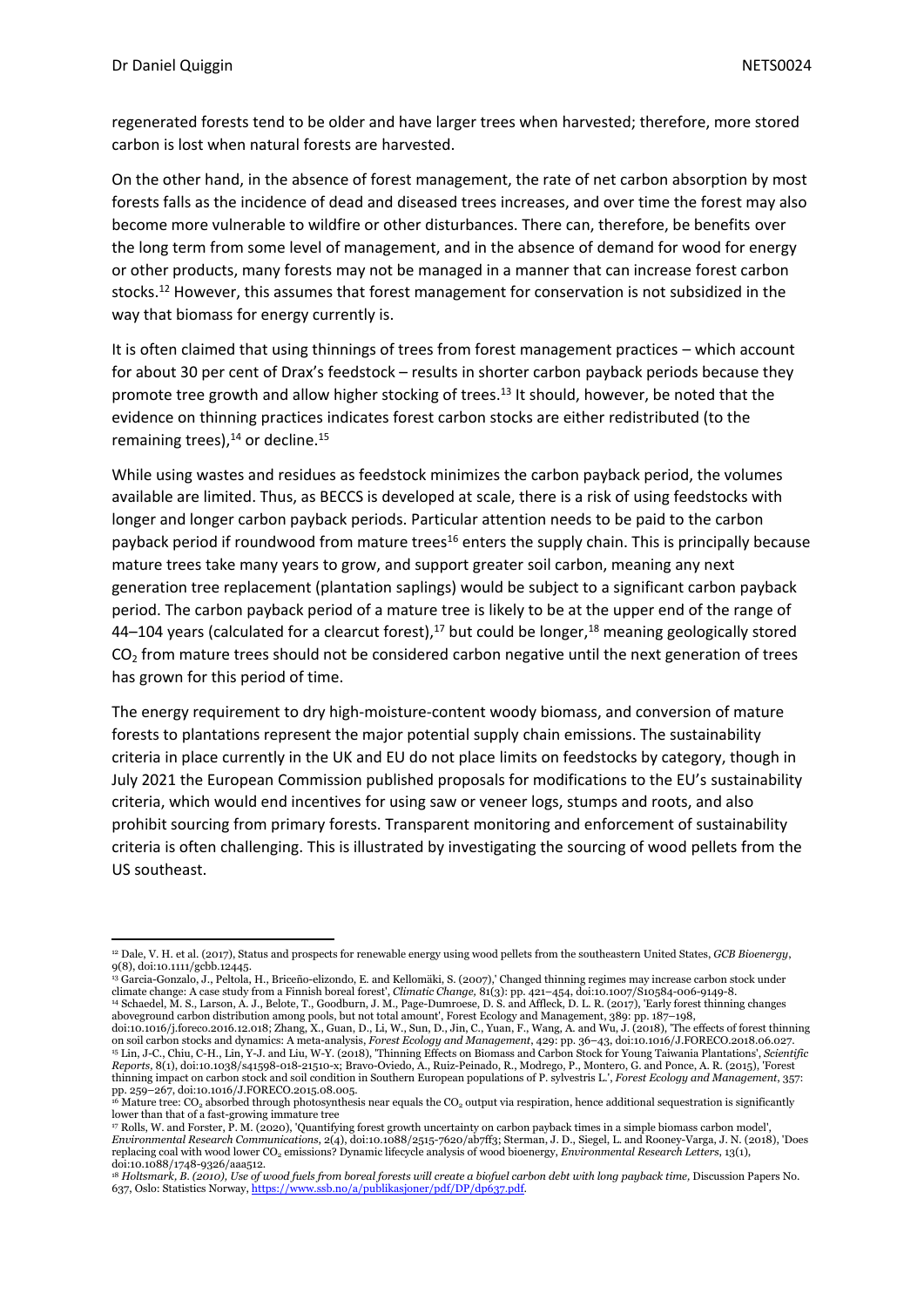regenerated forests tend to be older and have larger trees when harvested; therefore, more stored carbon is lost when natural forests are harvested.

On the other hand, in the absence of forest management, the rate of net carbon absorption by most forests falls as the incidence of dead and diseased trees increases, and over time the forest may also become more vulnerable to wildfire or other disturbances. There can, therefore, be benefits over the long term from some level of management, and in the absence of demand for wood for energy or other products, many forests may not be managed in a manner that can increase forest carbon stocks.[12] However, this assumes that forest management for conservation is not subsidized in the way that biomass for energy currently is.

It is often claimed that using thinnings of trees from forest management practices – which account for about 30 per cent of Drax's feedstock – results in shorter carbon payback periods because they promote tree growth and allow higher stocking of trees.[13] It should, however, be noted that the evidence on thinning practices indicates forest carbon stocks are either redistributed (to the remaining trees),[14] or decline.[15]

While using wastes and residues as feedstock minimizes the carbon payback period, the volumes available are limited. Thus, as BECCS is developed at scale, there is a risk of using feedstocks with longer and longer carbon payback periods. Particular attention needs to be paid to the carbon payback period if roundwood from mature trees[16] enters the supply chain. This is principally because mature trees take many years to grow, and support greater soil carbon, meaning any next generation tree replacement (plantation saplings) would be subject to a significant carbon payback period. The carbon payback period of a mature tree is likely to be at the upper end of the range of 44–104 years (calculated for a clearcut forest),[17] but could be longer,[18] meaning geologically stored $CO_2$ from mature trees should not be considered carbon negative until the next generation of trees has grown for this period of time.

The energy requirement to dry high-moisture-content woody biomass, and conversion of mature forests to plantations represent the major potential supply chain emissions. The sustainability criteria in place currently in the UK and EU do not place limits on feedstocks by category, though in July 2021 the European Commission published proposals for modifications to the EU's sustainability criteria, which would end incentives for using saw or veneer logs, stumps and roots, and also prohibit sourcing from primary forests. Transparent monitoring and enforcement of sustainability criteria is often challenging. This is illustrated by investigating the sourcing of wood pellets from the US southeast.

---

[12] Dale, V. H. et al. (2017), Status and prospects for renewable energy using wood pellets from the southeastern United States, *GCB Bioenergy*, 9(8), doi:10.1111/gcbb.12445.

[13] Garcia-Gonzalo, J., Peltola, H., Briceño-elizondo, E. and Kellomäki, S. (2007),' Changed thinning regimes may increase carbon stock under climate change: A case study from a Finnish boreal forest', *Climatic Change*, 81(3): pp. 421–454, doi:10.1007/S10584-006-9149-8.

[14] Schaedel, M. S., Larson, A. J., Belote, T., Goodburn, J. M., Page-Dumroese, D. S. and Affleck, D. L. R. (2017), 'Early forest thinning changes aboveground carbon distribution among pools, but not total amount', Forest Ecology and Management, 389: pp. 187–198, doi:10.1016/j.foreco.2016.12.018; Zhang, X., Guan, D., Li, W., Sun, D., Jin, C., Yuan, F., Wang, A. and Wu, J. (2018), 'The effects of forest thinning on soil carbon stocks and dynamics: A meta-analysis, *Forest Ecology and Management*, 429: pp. 36–43, doi:10.1016/J.FORECO.2018.06.027.

[15] Lin, J-C., Chiu, C-H., Lin, Y-J. and Liu, W-Y. (2018), 'Thinning Effects on Biomass and Carbon Stock for Young Taiwania Plantations', *Scientific Reports*, 8(1), doi:10.1038/s41598-018-21510-x; Bravo-Oviedo, A., Ruiz-Peinado, R., Modrego, P., Montero, G. and Ponce, A. R. (2015), 'Forest thinning impact on carbon stock and soil condition in Southern European populations of P. sylvestris L.', *Forest Ecology and Management*, 357: pp. 259–267, doi:10.1016/J.FORECO.2015.08.005.

[16] Mature tree: $CO_2$ absorbed through photosynthesis near equals the $CO_2$ output via respiration, hence additional sequestration is significantly lower than that of a fast-growing immature tree

[17] Rolls, W. and Forster, P. M. (2020), 'Quantifying forest growth uncertainty on carbon payback times in a simple biomass carbon model', *Environmental Research Communications*, 2(4), doi:10.1088/2515-7620/ab7ff3; Sterman, J. D., Siegel, L. and Rooney-Varga, J. N. (2018), 'Does replacing coal with wood lower $CO_2$ emissions? Dynamic lifecycle analysis of wood bioenergy, *Environmental Research Letters*, 13(1), doi:10.1088/1748-9326/aaa512.

[18] *Holtsmark, B. (2010), Use of wood fuels from boreal forests will create a biofuel carbon debt with long payback time,* Discussion Papers No. 637, Oslo: Statistics Norway, https://www.ssb.no/a/publikasjoner/pdf/DP/dp637.pdf.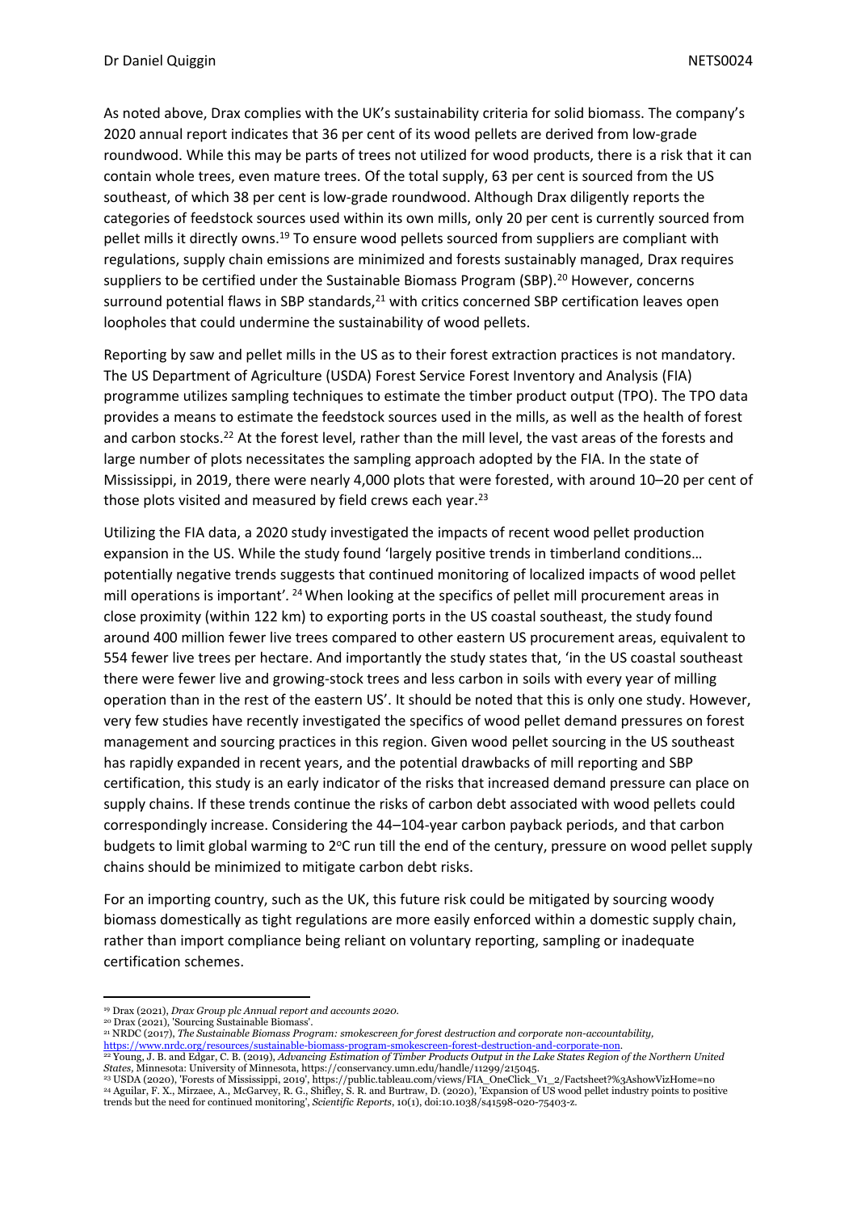As noted above, Drax complies with the UK's sustainability criteria for solid biomass. The company's 2020 annual report indicates that 36 per cent of its wood pellets are derived from low-grade roundwood. While this may be parts of trees not utilized for wood products, there is a risk that it can contain whole trees, even mature trees. Of the total supply, 63 per cent is sourced from the US southeast, of which 38 per cent is low-grade roundwood. Although Drax diligently reports the categories of feedstock sources used within its own mills, only 20 per cent is currently sourced from pellet mills it directly owns.[19] To ensure wood pellets sourced from suppliers are compliant with regulations, supply chain emissions are minimized and forests sustainably managed, Drax requires suppliers to be certified under the Sustainable Biomass Program (SBP).[20] However, concerns surround potential flaws in SBP standards,[21] with critics concerned SBP certification leaves open loopholes that could undermine the sustainability of wood pellets.

Reporting by saw and pellet mills in the US as to their forest extraction practices is not mandatory. The US Department of Agriculture (USDA) Forest Service Forest Inventory and Analysis (FIA) programme utilizes sampling techniques to estimate the timber product output (TPO). The TPO data provides a means to estimate the feedstock sources used in the mills, as well as the health of forest and carbon stocks.[22] At the forest level, rather than the mill level, the vast areas of the forests and large number of plots necessitates the sampling approach adopted by the FIA. In the state of Mississippi, in 2019, there were nearly 4,000 plots that were forested, with around 10–20 per cent of those plots visited and measured by field crews each year.[23]

Utilizing the FIA data, a 2020 study investigated the impacts of recent wood pellet production expansion in the US. While the study found 'largely positive trends in timberland conditions… potentially negative trends suggests that continued monitoring of localized impacts of wood pellet mill operations is important'.[24] When looking at the specifics of pellet mill procurement areas in close proximity (within 122 km) to exporting ports in the US coastal southeast, the study found around 400 million fewer live trees compared to other eastern US procurement areas, equivalent to 554 fewer live trees per hectare. And importantly the study states that, 'in the US coastal southeast there were fewer live and growing-stock trees and less carbon in soils with every year of milling operation than in the rest of the eastern US'. It should be noted that this is only one study. However, very few studies have recently investigated the specifics of wood pellet demand pressures on forest management and sourcing practices in this region. Given wood pellet sourcing in the US southeast has rapidly expanded in recent years, and the potential drawbacks of mill reporting and SBP certification, this study is an early indicator of the risks that increased demand pressure can place on supply chains. If these trends continue the risks of carbon debt associated with wood pellets could correspondingly increase. Considering the 44–104-year carbon payback periods, and that carbon budgets to limit global warming to 2°C run till the end of the century, pressure on wood pellet supply chains should be minimized to mitigate carbon debt risks.

For an importing country, such as the UK, this future risk could be mitigated by sourcing woody biomass domestically as tight regulations are more easily enforced within a domestic supply chain, rather than import compliance being reliant on voluntary reporting, sampling or inadequate certification schemes.

---

[19] Drax (2021), *Drax Group plc Annual report and accounts 2020*.

[20] Drax (2021), 'Sourcing Sustainable Biomass'.

[21] NRDC (2017), *The Sustainable Biomass Program: smokescreen for forest destruction and corporate non-accountability*, https://www.nrdc.org/resources/sustainable-biomass-program-smokescreen-forest-destruction-and-corporate-non.

[22] Young, J. B. and Edgar, C. B. (2019), *Advancing Estimation of Timber Products Output in the Lake States Region of the Northern United States*, Minnesota: University of Minnesota, https://conservancy.umn.edu/handle/11299/215045.

[23] USDA (2020), 'Forests of Mississippi, 2019', https://public.tableau.com/views/FIA_OneClick_V1_2/Factsheet?%3AshowVizHome=no

[24] Aguilar, F. X., Mirzaee, A., McGarvey, R. G., Shifley, S. R. and Burtraw, D. (2020), 'Expansion of US wood pellet industry points to positive trends but the need for continued monitoring', *Scientific Reports*, 10(1), doi:10.1038/s41598-020-75403-z.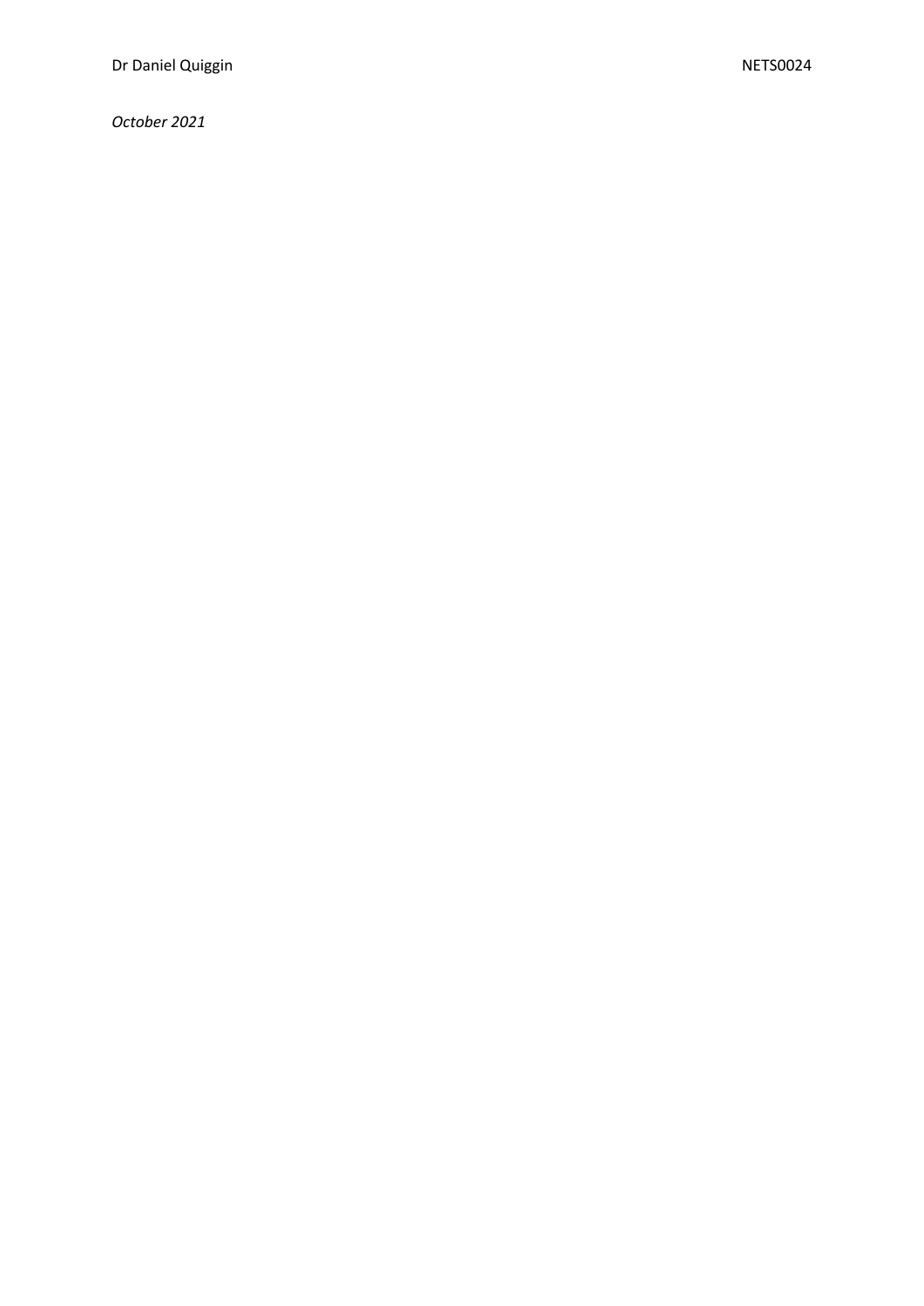*October 2021*